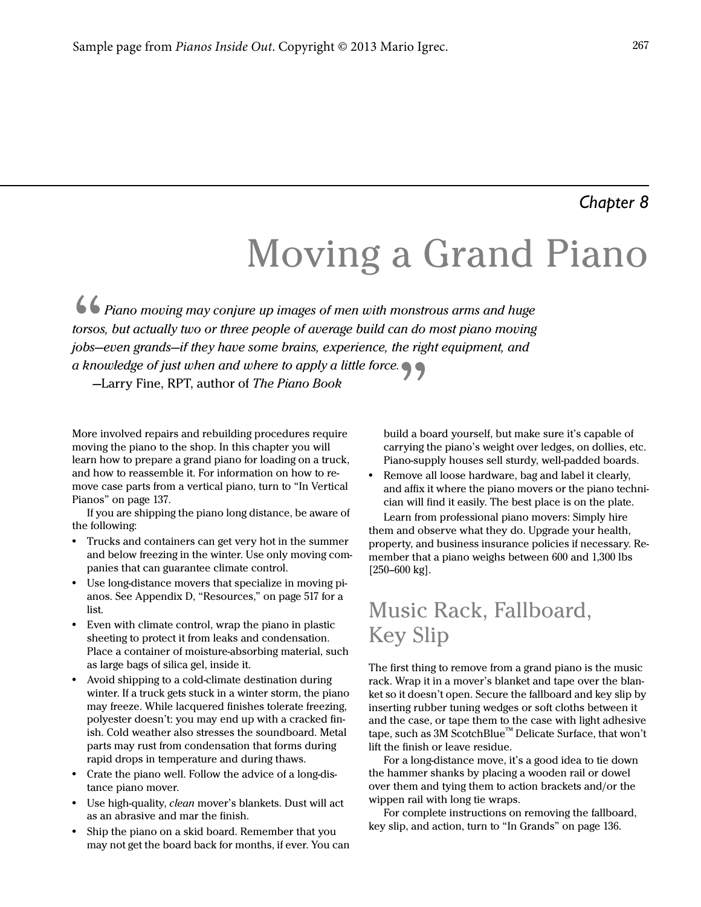*Chapter 8*

# Moving a Grand Piano

> *"Piano moving may conjure up images of men with monstrous arms and huge torsos, but actually two or three people of average build can do most piano moving jobs—even grands—if they have some brains, experience, the right equipment, and a knowledge of just when and where to apply a little force."*
>
> —Larry Fine, RPT, author of *The Piano Book*

More involved repairs and rebuilding procedures require moving the piano to the shop. In this chapter you will learn how to prepare a grand piano for loading on a truck, and how to reassemble it. For information on how to remove case parts from a vertical piano, turn to "In Vertical Pianos" on page 137.

If you are shipping the piano long distance, be aware of the following:

- Trucks and containers can get very hot in the summer and below freezing in the winter. Use only moving companies that can guarantee climate control.
- Use long-distance movers that specialize in moving pianos. See Appendix D, "Resources," on page 517 for a list.
- Even with climate control, wrap the piano in plastic sheeting to protect it from leaks and condensation. Place a container of moisture-absorbing material, such as large bags of silica gel, inside it.
- Avoid shipping to a cold-climate destination during winter. If a truck gets stuck in a winter storm, the piano may freeze. While lacquered finishes tolerate freezing, polyester doesn't: you may end up with a cracked finish. Cold weather also stresses the soundboard. Metal parts may rust from condensation that forms during rapid drops in temperature and during thaws.
- Crate the piano well. Follow the advice of a long-distance piano mover.
- Use high-quality, *clean* mover's blankets. Dust will act as an abrasive and mar the finish.
- Ship the piano on a skid board. Remember that you may not get the board back for months, if ever. You can build a board yourself, but make sure it's capable of carrying the piano's weight over ledges, on dollies, etc. Piano-supply houses sell sturdy, well-padded boards.
- Remove all loose hardware, bag and label it clearly, and affix it where the piano movers or the piano technician will find it easily. The best place is on the plate.

Learn from professional piano movers: Simply hire them and observe what they do. Upgrade your health, property, and business insurance policies if necessary. Remember that a piano weighs between 600 and 1,300 lbs [250–600 kg].

## Music Rack, Fallboard, Key Slip

The first thing to remove from a grand piano is the music rack. Wrap it in a mover's blanket and tape over the blanket so it doesn't open. Secure the fallboard and key slip by inserting rubber tuning wedges or soft cloths between it and the case, or tape them to the case with light adhesive tape, such as 3M ScotchBlue™ Delicate Surface, that won't lift the finish or leave residue.

For a long-distance move, it's a good idea to tie down the hammer shanks by placing a wooden rail or dowel over them and tying them to action brackets and/or the wippen rail with long tie wraps.

For complete instructions on removing the fallboard, key slip, and action, turn to "In Grands" on page 136.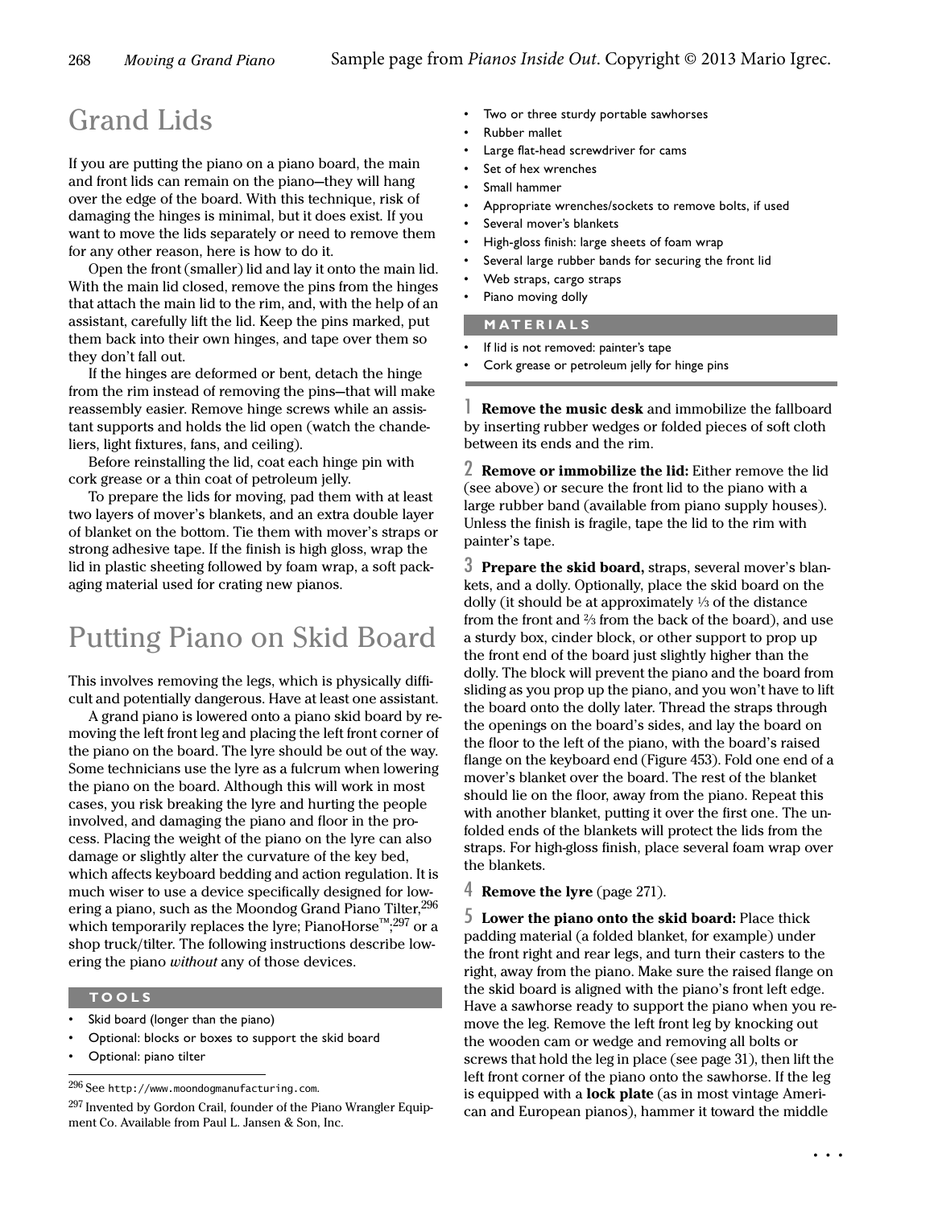# Grand Lids

If you are putting the piano on a piano board, the main and front lids can remain on the piano—they will hang over the edge of the board. With this technique, risk of damaging the hinges is minimal, but it does exist. If you want to move the lids separately or need to remove them for any other reason, here is how to do it.

Open the front (smaller) lid and lay it onto the main lid. With the main lid closed, remove the pins from the hinges that attach the main lid to the rim, and, with the help of an assistant, carefully lift the lid. Keep the pins marked, put them back into their own hinges, and tape over them so they don't fall out.

If the hinges are deformed or bent, detach the hinge from the rim instead of removing the pins—that will make reassembly easier. Remove hinge screws while an assistant supports and holds the lid open (watch the chandeliers, light fixtures, fans, and ceiling).

Before reinstalling the lid, coat each hinge pin with cork grease or a thin coat of petroleum jelly.

To prepare the lids for moving, pad them with at least two layers of mover's blankets, and an extra double layer of blanket on the bottom. Tie them with mover's straps or strong adhesive tape. If the finish is high gloss, wrap the lid in plastic sheeting followed by foam wrap, a soft packaging material used for crating new pianos.

# Putting Piano on Skid Board

This involves removing the legs, which is physically difficult and potentially dangerous. Have at least one assistant.

A grand piano is lowered onto a piano skid board by removing the left front leg and placing the left front corner of the piano on the board. The lyre should be out of the way. Some technicians use the lyre as a fulcrum when lowering the piano on the board. Although this will work in most cases, you risk breaking the lyre and hurting the people involved, and damaging the piano and floor in the process. Placing the weight of the piano on the lyre can also damage or slightly alter the curvature of the key bed, which affects keyboard bedding and action regulation. It is much wiser to use a device specifically designed for lowering a piano, such as the Moondog Grand Piano Tilter,[296] which temporarily replaces the lyre; PianoHorse™;[297] or a shop truck/tilter. The following instructions describe lowering the piano *without* any of those devices.

### TOOLS

- Skid board (longer than the piano)
- Optional: blocks or boxes to support the skid board
- Optional: piano tilter
- Two or three sturdy portable sawhorses
- Rubber mallet
- Large flat-head screwdriver for cams
- Set of hex wrenches
- Small hammer
- Appropriate wrenches/sockets to remove bolts, if used
- Several mover's blankets
- High-gloss finish: large sheets of foam wrap
- Several large rubber bands for securing the front lid
- Web straps, cargo straps
- Piano moving dolly

### MATERIALS

- If lid is not removed: painter's tape
- Cork grease or petroleum jelly for hinge pins

1 **Remove the music desk** and immobilize the fallboard by inserting rubber wedges or folded pieces of soft cloth between its ends and the rim.

2 **Remove or immobilize the lid:** Either remove the lid (see above) or secure the front lid to the piano with a large rubber band (available from piano supply houses). Unless the finish is fragile, tape the lid to the rim with painter's tape.

3 **Prepare the skid board,** straps, several mover's blankets, and a dolly. Optionally, place the skid board on the dolly (it should be at approximately ⅓ of the distance from the front and ⅔ from the back of the board), and use a sturdy box, cinder block, or other support to prop up the front end of the board just slightly higher than the dolly. The block will prevent the piano and the board from sliding as you prop up the piano, and you won't have to lift the board onto the dolly later. Thread the straps through the openings on the board's sides, and lay the board on the floor to the left of the piano, with the board's raised flange on the keyboard end (Figure 453). Fold one end of a mover's blanket over the board. The rest of the blanket should lie on the floor, away from the piano. Repeat this with another blanket, putting it over the first one. The unfolded ends of the blankets will protect the lids from the straps. For high-gloss finish, place several foam wrap over the blankets.

4 **Remove the lyre** (page 271).

5 **Lower the piano onto the skid board:** Place thick padding material (a folded blanket, for example) under the front right and rear legs, and turn their casters to the right, away from the piano. Make sure the raised flange on the skid board is aligned with the piano's front left edge. Have a sawhorse ready to support the piano when you remove the leg. Remove the left front leg by knocking out the wooden cam or wedge and removing all bolts or screws that hold the leg in place (see page 31), then lift the left front corner of the piano onto the sawhorse. If the leg is equipped with a **lock plate** (as in most vintage American and European pianos), hammer it toward the middle

. . .

[296] See `http://www.moondogmanufacturing.com`.

[297] Invented by Gordon Crail, founder of the Piano Wrangler Equipment Co. Available from Paul L. Jansen & Son, Inc.